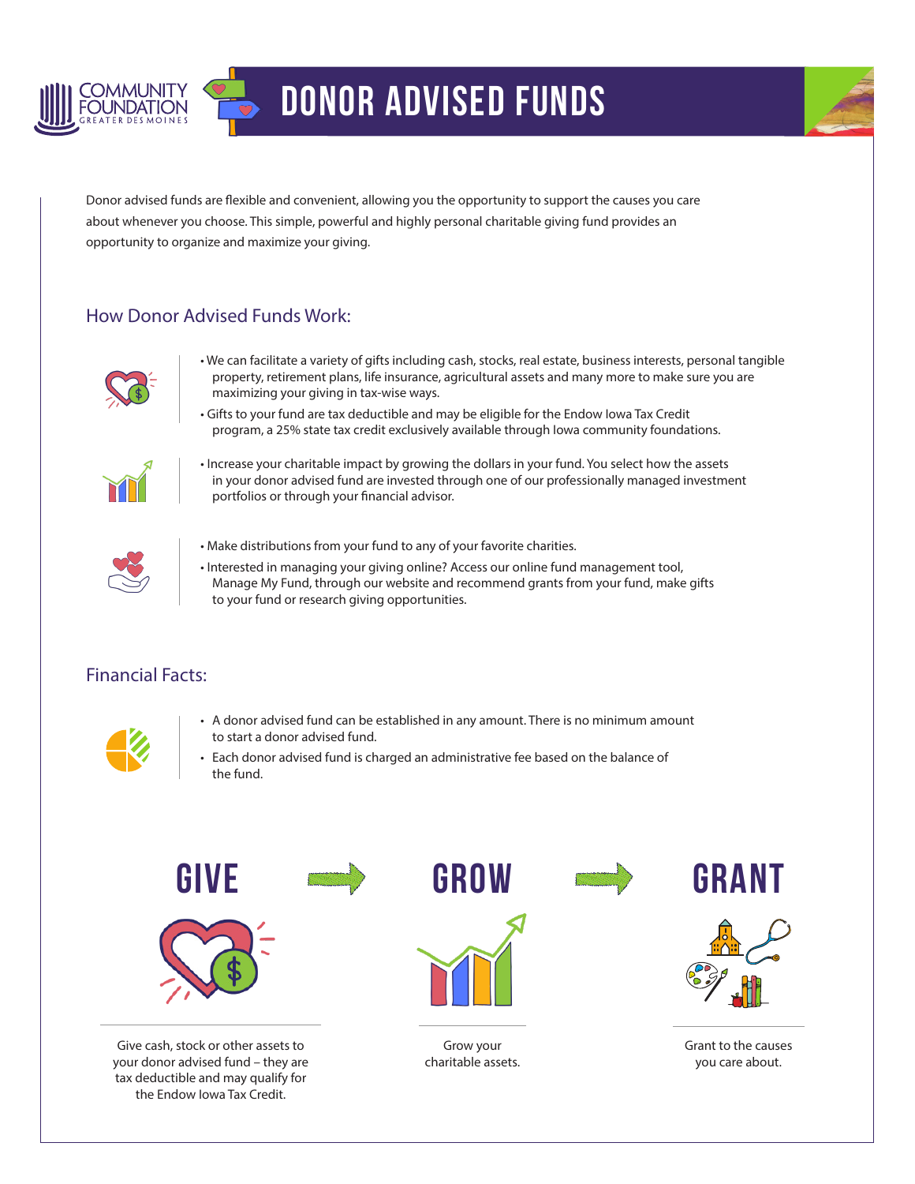COMMUNITY FOUNDATION GREATER DES MOINES

# DONOR ADVISED FUNDS

Donor advised funds are flexible and convenient, allowing you the opportunity to support the causes you care about whenever you choose. This simple, powerful and highly personal charitable giving fund provides an opportunity to organize and maximize your giving.

## How Donor Advised Funds Work:

- We can facilitate a variety of gifts including cash, stocks, real estate, business interests, personal tangible property, retirement plans, life insurance, agricultural assets and many more to make sure you are maximizing your giving in tax-wise ways.
- Gifts to your fund are tax deductible and may be eligible for the Endow Iowa Tax Credit program, a 25% state tax credit exclusively available through Iowa community foundations.

- Increase your charitable impact by growing the dollars in your fund. You select how the assets in your donor advised fund are invested through one of our professionally managed investment portfolios or through your financial advisor.

- Make distributions from your fund to any of your favorite charities.
- Interested in managing your giving online? Access our online fund management tool, Manage My Fund, through our website and recommend grants from your fund, make gifts to your fund or research giving opportunities.

## Financial Facts:

- A donor advised fund can be established in any amount. There is no minimum amount to start a donor advised fund.
- Each donor advised fund is charged an administrative fee based on the balance of the fund.

### GIVE

Give cash, stock or other assets to your donor advised fund – they are tax deductible and may qualify for the Endow Iowa Tax Credit.

### GROW

Grow your charitable assets.

### GRANT

Grant to the causes you care about.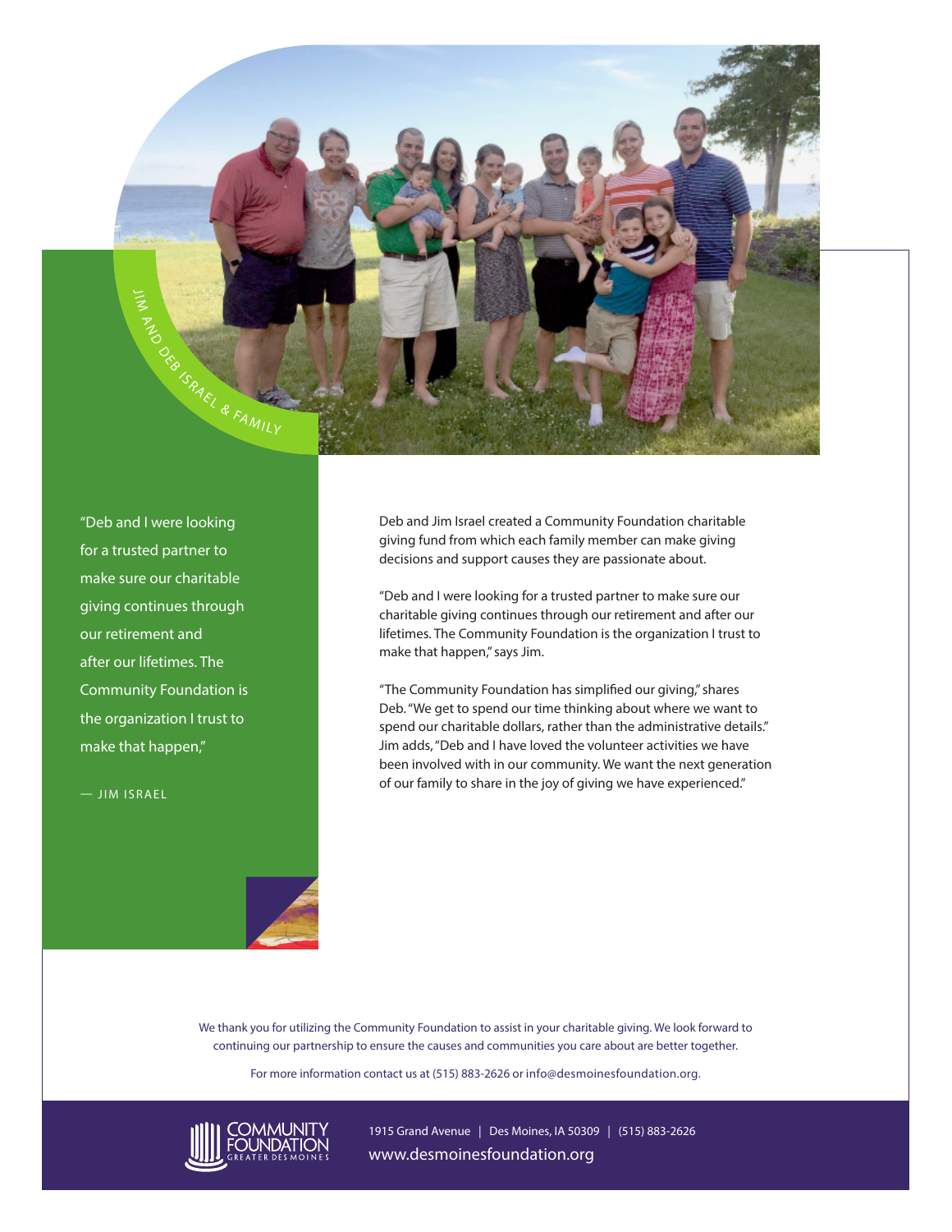JIM AND DEB ISRAEL & FAMILY

> "Deb and I were looking for a trusted partner to make sure our charitable giving continues through our retirement and after our lifetimes. The Community Foundation is the organization I trust to make that happen,"
>
> — JIM ISRAEL

Deb and Jim Israel created a Community Foundation charitable giving fund from which each family member can make giving decisions and support causes they are passionate about.

"Deb and I were looking for a trusted partner to make sure our charitable giving continues through our retirement and after our lifetimes. The Community Foundation is the organization I trust to make that happen," says Jim.

"The Community Foundation has simplified our giving," shares Deb. "We get to spend our time thinking about where we want to spend our charitable dollars, rather than the administrative details." Jim adds, "Deb and I have loved the volunteer activities we have been involved with in our community. We want the next generation of our family to share in the joy of giving we have experienced."

We thank you for utilizing the Community Foundation to assist in your charitable giving. We look forward to continuing our partnership to ensure the causes and communities you care about are better together.

For more information contact us at (515) 883-2626 or info@desmoinesfoundation.org.

COMMUNITY FOUNDATION GREATER DES MOINES

1915 Grand Avenue | Des Moines, IA 50309 | (515) 883-2626

www.desmoinesfoundation.org